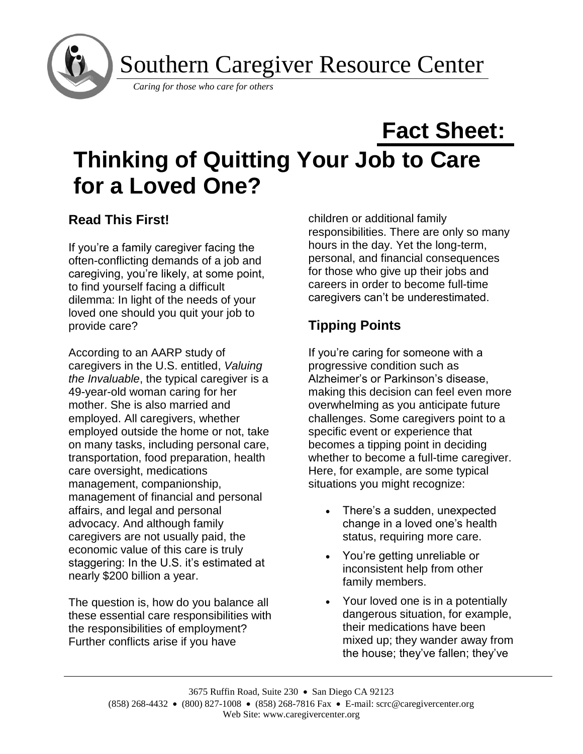Southern Caregiver Resource Center

*Caring for those who care for others*

# Fact Sheet: Thinking of Quitting Your Job to Care for a Loved One?

## Read This First!

If you're a family caregiver facing the often-conflicting demands of a job and caregiving, you're likely, at some point, to find yourself facing a difficult dilemma: In light of the needs of your loved one should you quit your job to provide care?

According to an AARP study of caregivers in the U.S. entitled, *Valuing the Invaluable*, the typical caregiver is a 49-year-old woman caring for her mother. She is also married and employed. All caregivers, whether employed outside the home or not, take on many tasks, including personal care, transportation, food preparation, health care oversight, medications management, companionship, management of financial and personal affairs, and legal and personal advocacy. And although family caregivers are not usually paid, the economic value of this care is truly staggering: In the U.S. it's estimated at nearly $200 billion a year.

The question is, how do you balance all these essential care responsibilities with the responsibilities of employment? Further conflicts arise if you have children or additional family responsibilities. There are only so many hours in the day. Yet the long-term, personal, and financial consequences for those who give up their jobs and careers in order to become full-time caregivers can't be underestimated.

## Tipping Points

If you're caring for someone with a progressive condition such as Alzheimer's or Parkinson's disease, making this decision can feel even more overwhelming as you anticipate future challenges. Some caregivers point to a specific event or experience that becomes a tipping point in deciding whether to become a full-time caregiver. Here, for example, are some typical situations you might recognize:

- There's a sudden, unexpected change in a loved one's health status, requiring more care.
- You're getting unreliable or inconsistent help from other family members.
- Your loved one is in a potentially dangerous situation, for example, their medications have been mixed up; they wander away from the house; they've fallen; they've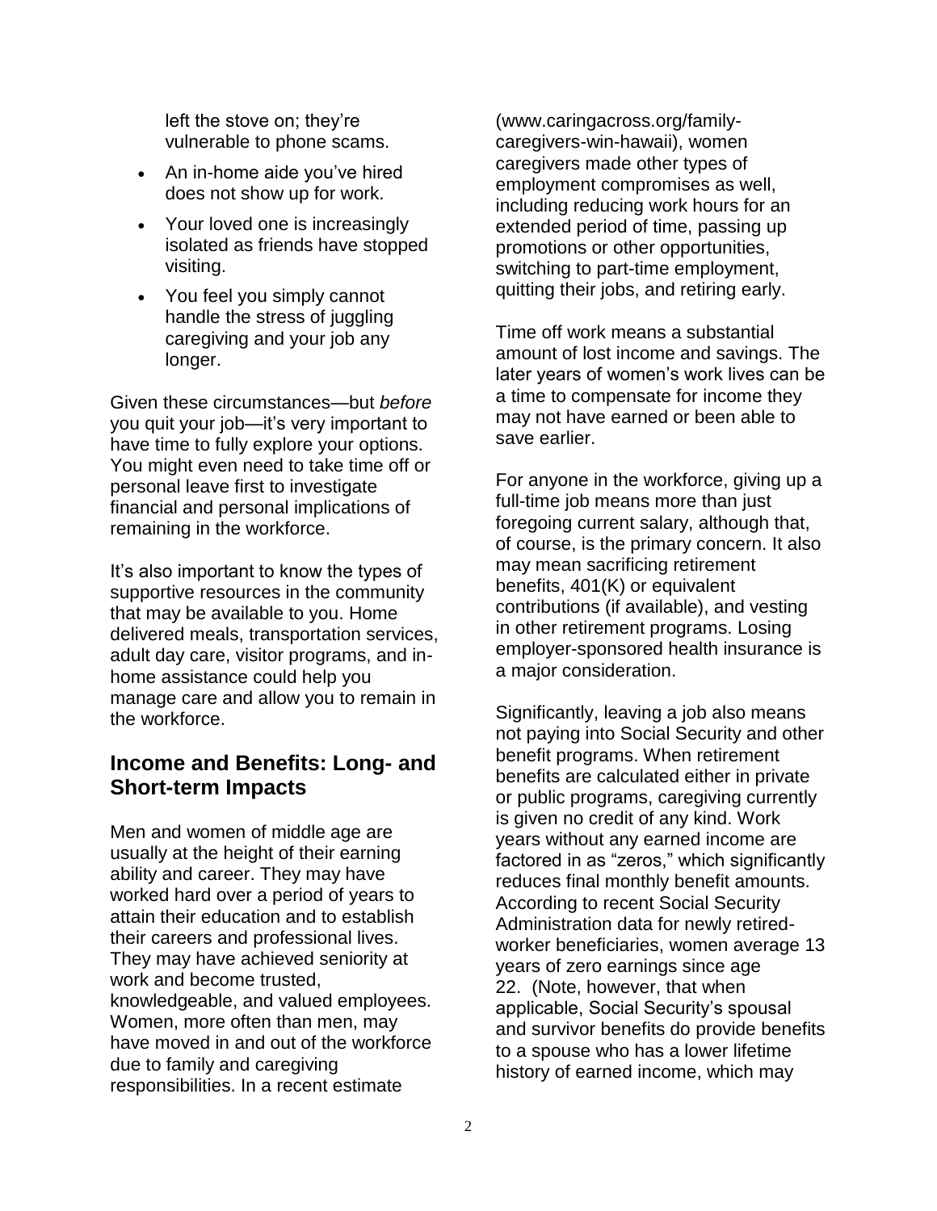left the stove on; they're vulnerable to phone scams.

- An in-home aide you've hired does not show up for work.
- Your loved one is increasingly isolated as friends have stopped visiting.
- You feel you simply cannot handle the stress of juggling caregiving and your job any longer.

Given these circumstances—but *before* you quit your job—it's very important to have time to fully explore your options. You might even need to take time off or personal leave first to investigate financial and personal implications of remaining in the workforce.

It's also important to know the types of supportive resources in the community that may be available to you. Home delivered meals, transportation services, adult day care, visitor programs, and in-home assistance could help you manage care and allow you to remain in the workforce.

## Income and Benefits: Long- and Short-term Impacts

Men and women of middle age are usually at the height of their earning ability and career. They may have worked hard over a period of years to attain their education and to establish their careers and professional lives. They may have achieved seniority at work and become trusted, knowledgeable, and valued employees. Women, more often than men, may have moved in and out of the workforce due to family and caregiving responsibilities. In a recent estimate (www.caringacross.org/family-caregivers-win-hawaii), women caregivers made other types of employment compromises as well, including reducing work hours for an extended period of time, passing up promotions or other opportunities, switching to part-time employment, quitting their jobs, and retiring early.

Time off work means a substantial amount of lost income and savings. The later years of women's work lives can be a time to compensate for income they may not have earned or been able to save earlier.

For anyone in the workforce, giving up a full-time job means more than just foregoing current salary, although that, of course, is the primary concern. It also may mean sacrificing retirement benefits, 401(K) or equivalent contributions (if available), and vesting in other retirement programs. Losing employer-sponsored health insurance is a major consideration.

Significantly, leaving a job also means not paying into Social Security and other benefit programs. When retirement benefits are calculated either in private or public programs, caregiving currently is given no credit of any kind. Work years without any earned income are factored in as "zeros," which significantly reduces final monthly benefit amounts. According to recent Social Security Administration data for newly retired-worker beneficiaries, women average 13 years of zero earnings since age 22. (Note, however, that when applicable, Social Security's spousal and survivor benefits do provide benefits to a spouse who has a lower lifetime history of earned income, which may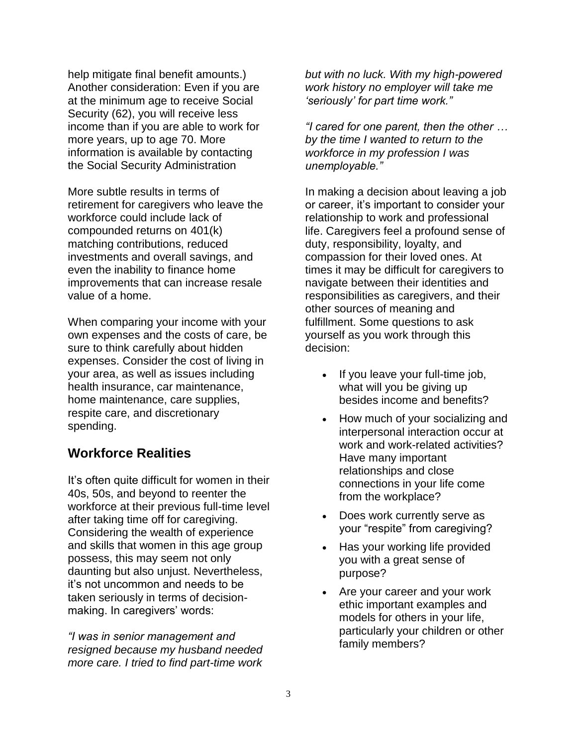help mitigate final benefit amounts.) Another consideration: Even if you are at the minimum age to receive Social Security (62), you will receive less income than if you are able to work for more years, up to age 70. More information is available by contacting the Social Security Administration

More subtle results in terms of retirement for caregivers who leave the workforce could include lack of compounded returns on 401(k) matching contributions, reduced investments and overall savings, and even the inability to finance home improvements that can increase resale value of a home.

When comparing your income with your own expenses and the costs of care, be sure to think carefully about hidden expenses. Consider the cost of living in your area, as well as issues including health insurance, car maintenance, home maintenance, care supplies, respite care, and discretionary spending.

## Workforce Realities

It's often quite difficult for women in their 40s, 50s, and beyond to reenter the workforce at their previous full-time level after taking time off for caregiving. Considering the wealth of experience and skills that women in this age group possess, this may seem not only daunting but also unjust. Nevertheless, it's not uncommon and needs to be taken seriously in terms of decision-making. In caregivers' words:

*"I was in senior management and resigned because my husband needed more care. I tried to find part-time work but with no luck. With my high-powered work history no employer will take me 'seriously' for part time work."*

*"I cared for one parent, then the other … by the time I wanted to return to the workforce in my profession I was unemployable."*

In making a decision about leaving a job or career, it's important to consider your relationship to work and professional life. Caregivers feel a profound sense of duty, responsibility, loyalty, and compassion for their loved ones. At times it may be difficult for caregivers to navigate between their identities and responsibilities as caregivers, and their other sources of meaning and fulfillment. Some questions to ask yourself as you work through this decision:

- If you leave your full-time job, what will you be giving up besides income and benefits?
- How much of your socializing and interpersonal interaction occur at work and work-related activities? Have many important relationships and close connections in your life come from the workplace?
- Does work currently serve as your "respite" from caregiving?
- Has your working life provided you with a great sense of purpose?
- Are your career and your work ethic important examples and models for others in your life, particularly your children or other family members?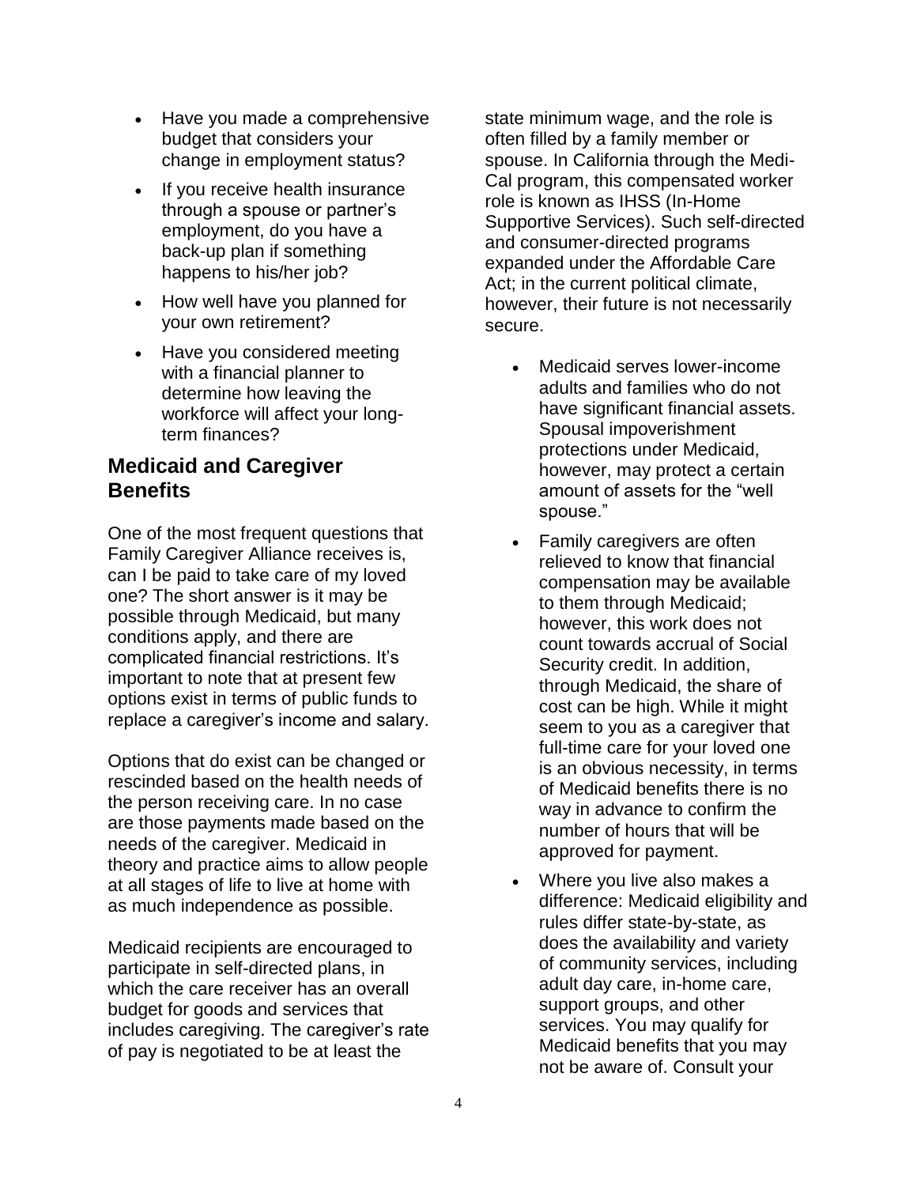- Have you made a comprehensive budget that considers your change in employment status?
- If you receive health insurance through a spouse or partner's employment, do you have a back-up plan if something happens to his/her job?
- How well have you planned for your own retirement?
- Have you considered meeting with a financial planner to determine how leaving the workforce will affect your long-term finances?

## Medicaid and Caregiver Benefits

One of the most frequent questions that Family Caregiver Alliance receives is, can I be paid to take care of my loved one? The short answer is it may be possible through Medicaid, but many conditions apply, and there are complicated financial restrictions. It's important to note that at present few options exist in terms of public funds to replace a caregiver's income and salary.

Options that do exist can be changed or rescinded based on the health needs of the person receiving care. In no case are those payments made based on the needs of the caregiver. Medicaid in theory and practice aims to allow people at all stages of life to live at home with as much independence as possible.

Medicaid recipients are encouraged to participate in self-directed plans, in which the care receiver has an overall budget for goods and services that includes caregiving. The caregiver's rate of pay is negotiated to be at least the state minimum wage, and the role is often filled by a family member or spouse. In California through the Medi-Cal program, this compensated worker role is known as IHSS (In-Home Supportive Services). Such self-directed and consumer-directed programs expanded under the Affordable Care Act; in the current political climate, however, their future is not necessarily secure.

- Medicaid serves lower-income adults and families who do not have significant financial assets. Spousal impoverishment protections under Medicaid, however, may protect a certain amount of assets for the "well spouse."
- Family caregivers are often relieved to know that financial compensation may be available to them through Medicaid; however, this work does not count towards accrual of Social Security credit. In addition, through Medicaid, the share of cost can be high. While it might seem to you as a caregiver that full-time care for your loved one is an obvious necessity, in terms of Medicaid benefits there is no way in advance to confirm the number of hours that will be approved for payment.
- Where you live also makes a difference: Medicaid eligibility and rules differ state-by-state, as does the availability and variety of community services, including adult day care, in-home care, support groups, and other services. You may qualify for Medicaid benefits that you may not be aware of. Consult your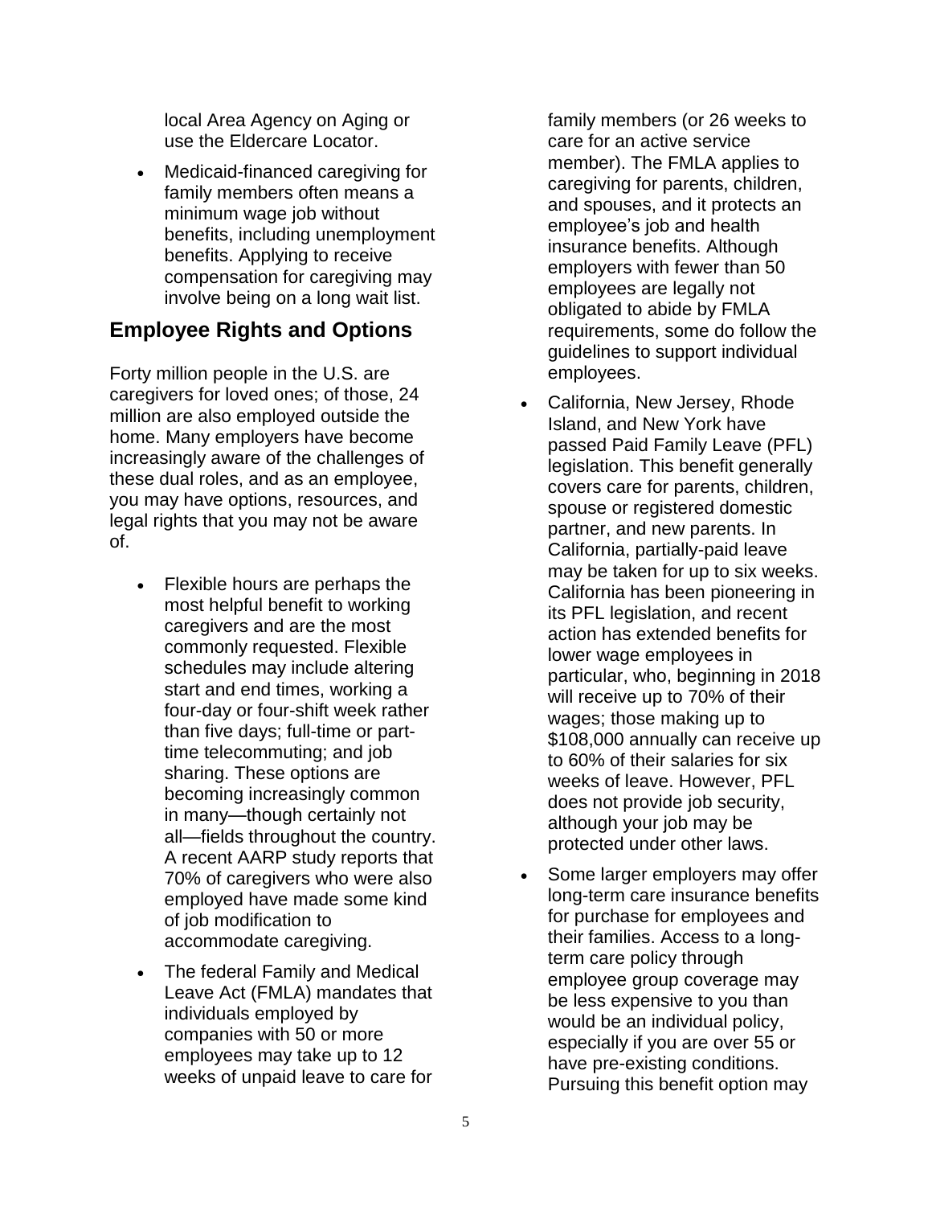local Area Agency on Aging or use the Eldercare Locator.

- Medicaid-financed caregiving for family members often means a minimum wage job without benefits, including unemployment benefits. Applying to receive compensation for caregiving may involve being on a long wait list.

## Employee Rights and Options

Forty million people in the U.S. are caregivers for loved ones; of those, 24 million are also employed outside the home. Many employers have become increasingly aware of the challenges of these dual roles, and as an employee, you may have options, resources, and legal rights that you may not be aware of.

- Flexible hours are perhaps the most helpful benefit to working caregivers and are the most commonly requested. Flexible schedules may include altering start and end times, working a four-day or four-shift week rather than five days; full-time or part-time telecommuting; and job sharing. These options are becoming increasingly common in many—though certainly not all—fields throughout the country. A recent AARP study reports that 70% of caregivers who were also employed have made some kind of job modification to accommodate caregiving.
- The federal Family and Medical Leave Act (FMLA) mandates that individuals employed by companies with 50 or more employees may take up to 12 weeks of unpaid leave to care for family members (or 26 weeks to care for an active service member). The FMLA applies to caregiving for parents, children, and spouses, and it protects an employee's job and health insurance benefits. Although employers with fewer than 50 employees are legally not obligated to abide by FMLA requirements, some do follow the guidelines to support individual employees.
- California, New Jersey, Rhode Island, and New York have passed Paid Family Leave (PFL) legislation. This benefit generally covers care for parents, children, spouse or registered domestic partner, and new parents. In California, partially-paid leave may be taken for up to six weeks. California has been pioneering in its PFL legislation, and recent action has extended benefits for lower wage employees in particular, who, beginning in 2018 will receive up to 70% of their wages; those making up to $108,000 annually can receive up to 60% of their salaries for six weeks of leave. However, PFL does not provide job security, although your job may be protected under other laws.
- Some larger employers may offer long-term care insurance benefits for purchase for employees and their families. Access to a long-term care policy through employee group coverage may be less expensive to you than would be an individual policy, especially if you are over 55 or have pre-existing conditions. Pursuing this benefit option may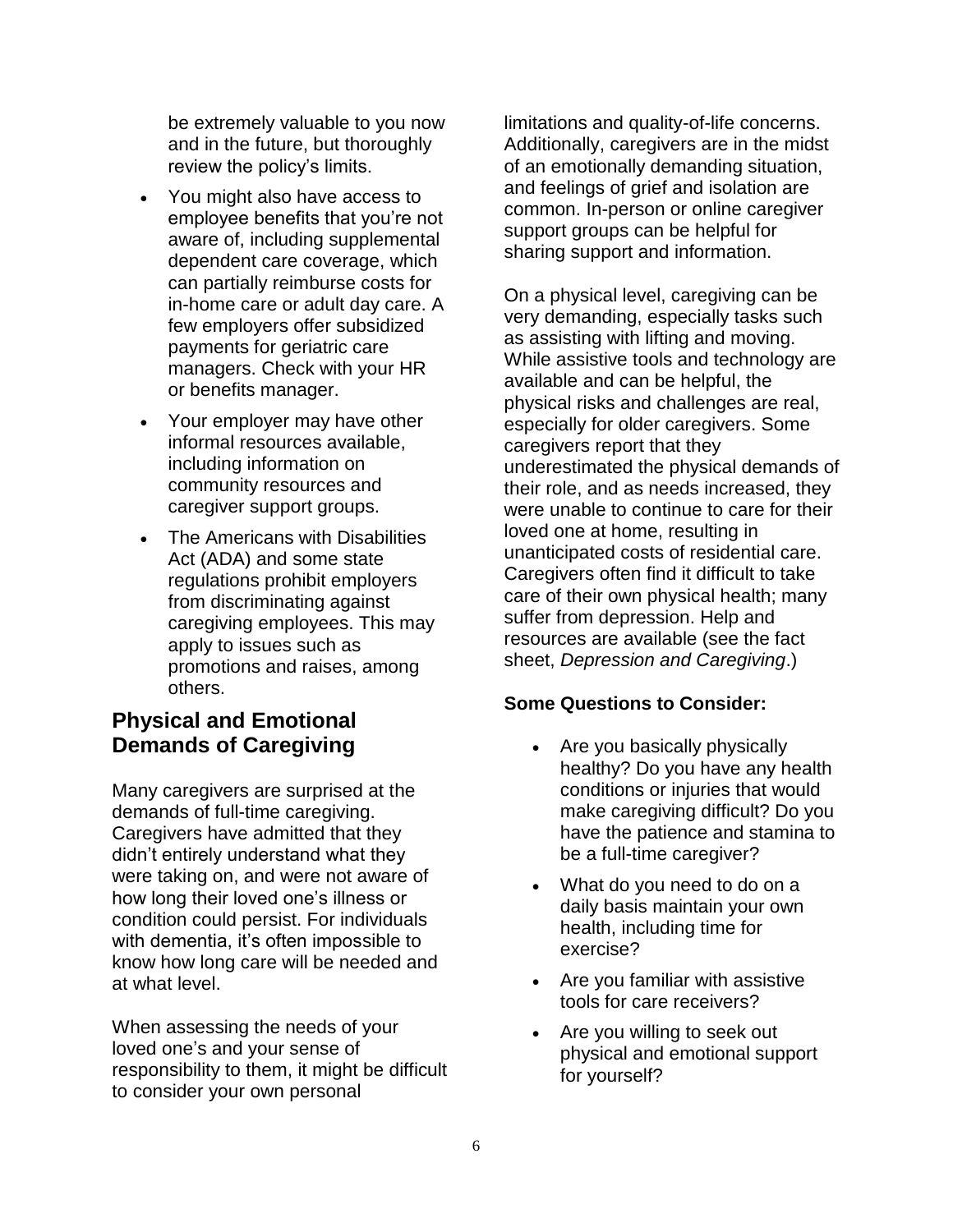be extremely valuable to you now and in the future, but thoroughly review the policy's limits.

- You might also have access to employee benefits that you're not aware of, including supplemental dependent care coverage, which can partially reimburse costs for in-home care or adult day care. A few employers offer subsidized payments for geriatric care managers. Check with your HR or benefits manager.
- Your employer may have other informal resources available, including information on community resources and caregiver support groups.
- The Americans with Disabilities Act (ADA) and some state regulations prohibit employers from discriminating against caregiving employees. This may apply to issues such as promotions and raises, among others.

## Physical and Emotional Demands of Caregiving

Many caregivers are surprised at the demands of full-time caregiving. Caregivers have admitted that they didn't entirely understand what they were taking on, and were not aware of how long their loved one's illness or condition could persist. For individuals with dementia, it's often impossible to know how long care will be needed and at what level.

When assessing the needs of your loved one's and your sense of responsibility to them, it might be difficult to consider your own personal limitations and quality-of-life concerns. Additionally, caregivers are in the midst of an emotionally demanding situation, and feelings of grief and isolation are common. In-person or online caregiver support groups can be helpful for sharing support and information.

On a physical level, caregiving can be very demanding, especially tasks such as assisting with lifting and moving. While assistive tools and technology are available and can be helpful, the physical risks and challenges are real, especially for older caregivers. Some caregivers report that they underestimated the physical demands of their role, and as needs increased, they were unable to continue to care for their loved one at home, resulting in unanticipated costs of residential care. Caregivers often find it difficult to take care of their own physical health; many suffer from depression. Help and resources are available (see the fact sheet, *Depression and Caregiving*.)

**Some Questions to Consider:**

- Are you basically physically healthy? Do you have any health conditions or injuries that would make caregiving difficult? Do you have the patience and stamina to be a full-time caregiver?
- What do you need to do on a daily basis maintain your own health, including time for exercise?
- Are you familiar with assistive tools for care receivers?
- Are you willing to seek out physical and emotional support for yourself?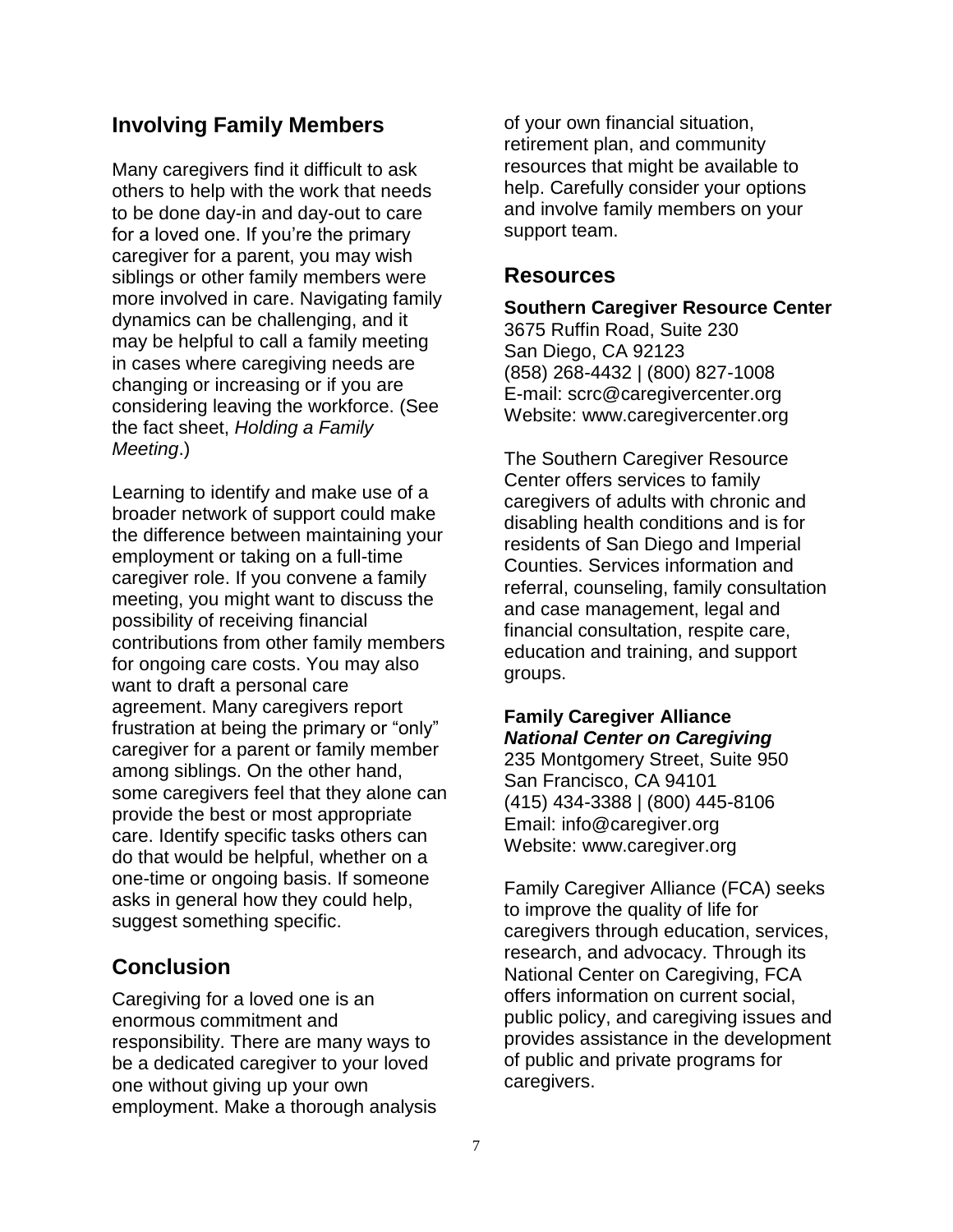## Involving Family Members

Many caregivers find it difficult to ask others to help with the work that needs to be done day-in and day-out to care for a loved one. If you're the primary caregiver for a parent, you may wish siblings or other family members were more involved in care. Navigating family dynamics can be challenging, and it may be helpful to call a family meeting in cases where caregiving needs are changing or increasing or if you are considering leaving the workforce. (See the fact sheet, *Holding a Family Meeting*.)

Learning to identify and make use of a broader network of support could make the difference between maintaining your employment or taking on a full-time caregiver role. If you convene a family meeting, you might want to discuss the possibility of receiving financial contributions from other family members for ongoing care costs. You may also want to draft a personal care agreement. Many caregivers report frustration at being the primary or "only" caregiver for a parent or family member among siblings. On the other hand, some caregivers feel that they alone can provide the best or most appropriate care. Identify specific tasks others can do that would be helpful, whether on a one-time or ongoing basis. If someone asks in general how they could help, suggest something specific.

## Conclusion

Caregiving for a loved one is an enormous commitment and responsibility. There are many ways to be a dedicated caregiver to your loved one without giving up your own employment. Make a thorough analysis of your own financial situation, retirement plan, and community resources that might be available to help. Carefully consider your options and involve family members on your support team.

## Resources

**Southern Caregiver Resource Center**
3675 Ruffin Road, Suite 230
San Diego, CA 92123
(858) 268-4432 | (800) 827-1008
E-mail: scrc@caregivercenter.org
Website: www.caregivercenter.org

The Southern Caregiver Resource Center offers services to family caregivers of adults with chronic and disabling health conditions and is for residents of San Diego and Imperial Counties. Services information and referral, counseling, family consultation and case management, legal and financial consultation, respite care, education and training, and support groups.

**Family Caregiver Alliance**
***National Center on Caregiving***
235 Montgomery Street, Suite 950
San Francisco, CA 94101
(415) 434-3388 | (800) 445-8106
Email: info@caregiver.org
Website: www.caregiver.org

Family Caregiver Alliance (FCA) seeks to improve the quality of life for caregivers through education, services, research, and advocacy. Through its National Center on Caregiving, FCA offers information on current social, public policy, and caregiving issues and provides assistance in the development of public and private programs for caregivers.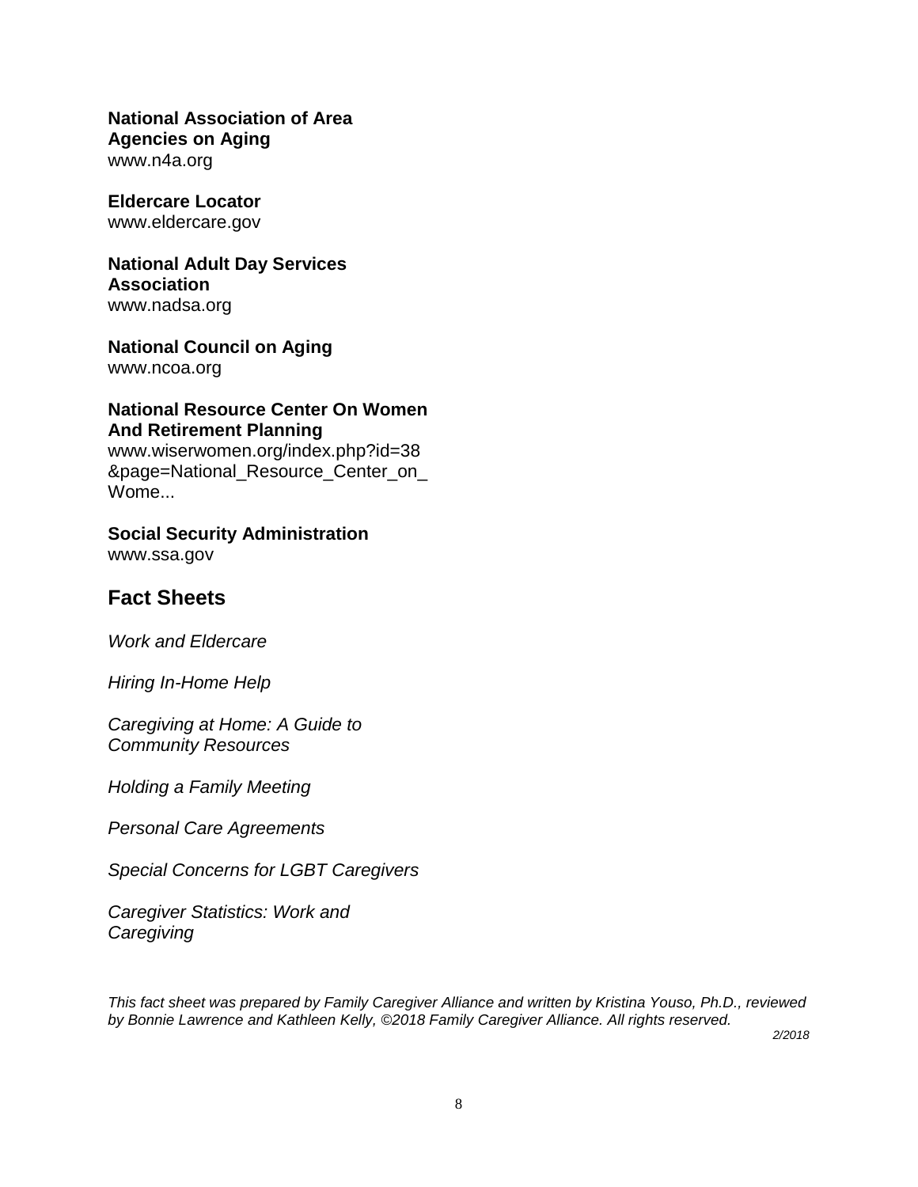**National Association of Area Agencies on Aging**
www.n4a.org

**Eldercare Locator**
www.eldercare.gov

**National Adult Day Services Association**
www.nadsa.org

**National Council on Aging**
www.ncoa.org

**National Resource Center On Women And Retirement Planning**
www.wiserwomen.org/index.php?id=38&page=National_Resource_Center_on_Wome...

**Social Security Administration**
www.ssa.gov

## Fact Sheets

*Work and Eldercare*

*Hiring In-Home Help*

*Caregiving at Home: A Guide to Community Resources*

*Holding a Family Meeting*

*Personal Care Agreements*

*Special Concerns for LGBT Caregivers*

*Caregiver Statistics: Work and Caregiving*

*This fact sheet was prepared by Family Caregiver Alliance and written by Kristina Youso, Ph.D., reviewed by Bonnie Lawrence and Kathleen Kelly, ©2018 Family Caregiver Alliance. All rights reserved.*

*2/2018*